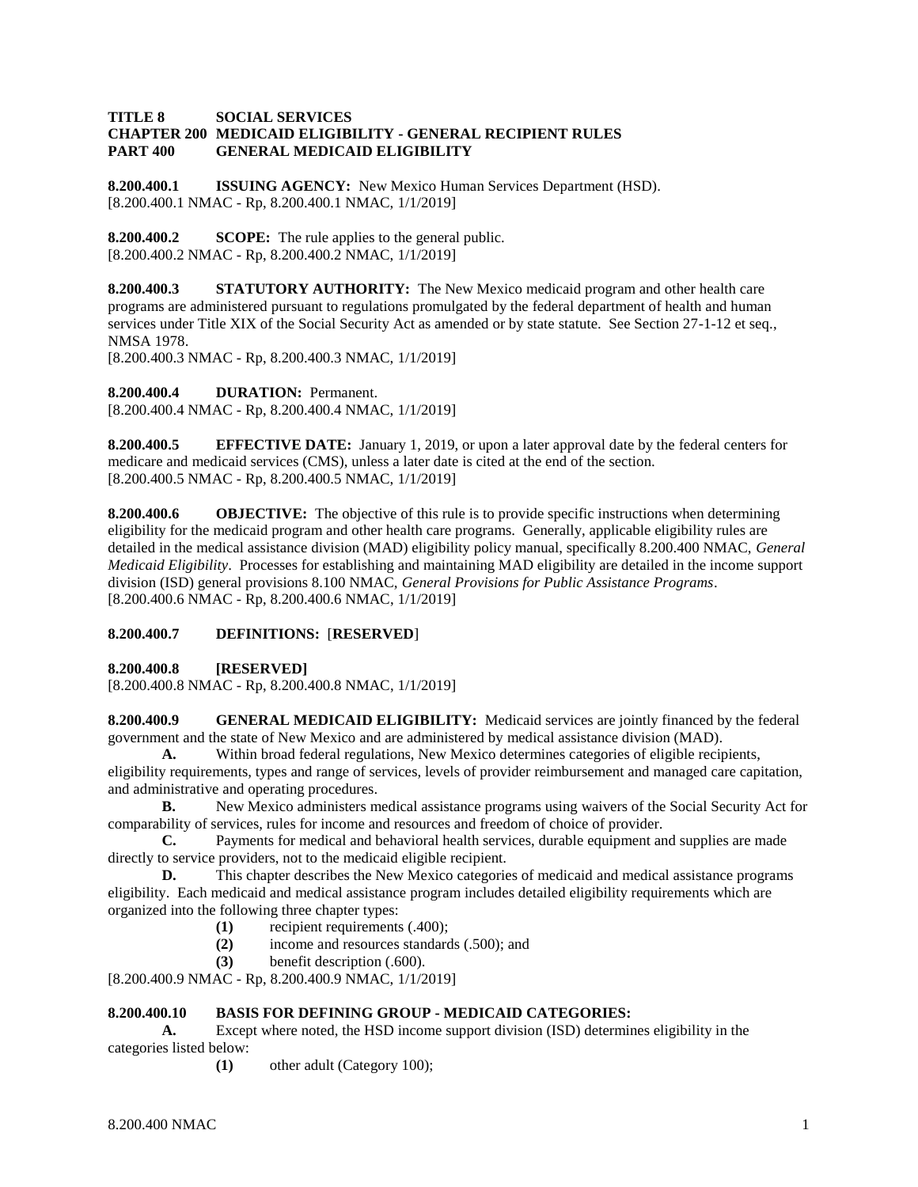**TITLE 8 SOCIAL SERVICES**
**CHAPTER 200 MEDICAID ELIGIBILITY - GENERAL RECIPIENT RULES**
**PART 400 GENERAL MEDICAID ELIGIBILITY**

**8.200.400.1 ISSUING AGENCY:** New Mexico Human Services Department (HSD).
[8.200.400.1 NMAC - Rp, 8.200.400.1 NMAC, 1/1/2019]

**8.200.400.2 SCOPE:** The rule applies to the general public.
[8.200.400.2 NMAC - Rp, 8.200.400.2 NMAC, 1/1/2019]

**8.200.400.3 STATUTORY AUTHORITY:** The New Mexico medicaid program and other health care programs are administered pursuant to regulations promulgated by the federal department of health and human services under Title XIX of the Social Security Act as amended or by state statute. See Section 27-1-12 et seq., NMSA 1978.
[8.200.400.3 NMAC - Rp, 8.200.400.3 NMAC, 1/1/2019]

**8.200.400.4 DURATION:** Permanent.
[8.200.400.4 NMAC - Rp, 8.200.400.4 NMAC, 1/1/2019]

**8.200.400.5 EFFECTIVE DATE:** January 1, 2019, or upon a later approval date by the federal centers for medicare and medicaid services (CMS), unless a later date is cited at the end of the section.
[8.200.400.5 NMAC - Rp, 8.200.400.5 NMAC, 1/1/2019]

**8.200.400.6 OBJECTIVE:** The objective of this rule is to provide specific instructions when determining eligibility for the medicaid program and other health care programs. Generally, applicable eligibility rules are detailed in the medical assistance division (MAD) eligibility policy manual, specifically 8.200.400 NMAC, *General Medicaid Eligibility*. Processes for establishing and maintaining MAD eligibility are detailed in the income support division (ISD) general provisions 8.100 NMAC, *General Provisions for Public Assistance Programs*.
[8.200.400.6 NMAC - Rp, 8.200.400.6 NMAC, 1/1/2019]

**8.200.400.7 DEFINITIONS:** [**RESERVED**]

**8.200.400.8 [RESERVED]**
[8.200.400.8 NMAC - Rp, 8.200.400.8 NMAC, 1/1/2019]

**8.200.400.9 GENERAL MEDICAID ELIGIBILITY:** Medicaid services are jointly financed by the federal government and the state of New Mexico and are administered by medical assistance division (MAD).

**A.** Within broad federal regulations, New Mexico determines categories of eligible recipients, eligibility requirements, types and range of services, levels of provider reimbursement and managed care capitation, and administrative and operating procedures.

**B.** New Mexico administers medical assistance programs using waivers of the Social Security Act for comparability of services, rules for income and resources and freedom of choice of provider.

**C.** Payments for medical and behavioral health services, durable equipment and supplies are made directly to service providers, not to the medicaid eligible recipient.

**D.** This chapter describes the New Mexico categories of medicaid and medical assistance programs eligibility. Each medicaid and medical assistance program includes detailed eligibility requirements which are organized into the following three chapter types:

**(1)** recipient requirements (.400);
**(2)** income and resources standards (.500); and
**(3)** benefit description (.600).

[8.200.400.9 NMAC - Rp, 8.200.400.9 NMAC, 1/1/2019]

**8.200.400.10 BASIS FOR DEFINING GROUP - MEDICAID CATEGORIES:**

**A.** Except where noted, the HSD income support division (ISD) determines eligibility in the categories listed below:

**(1)** other adult (Category 100);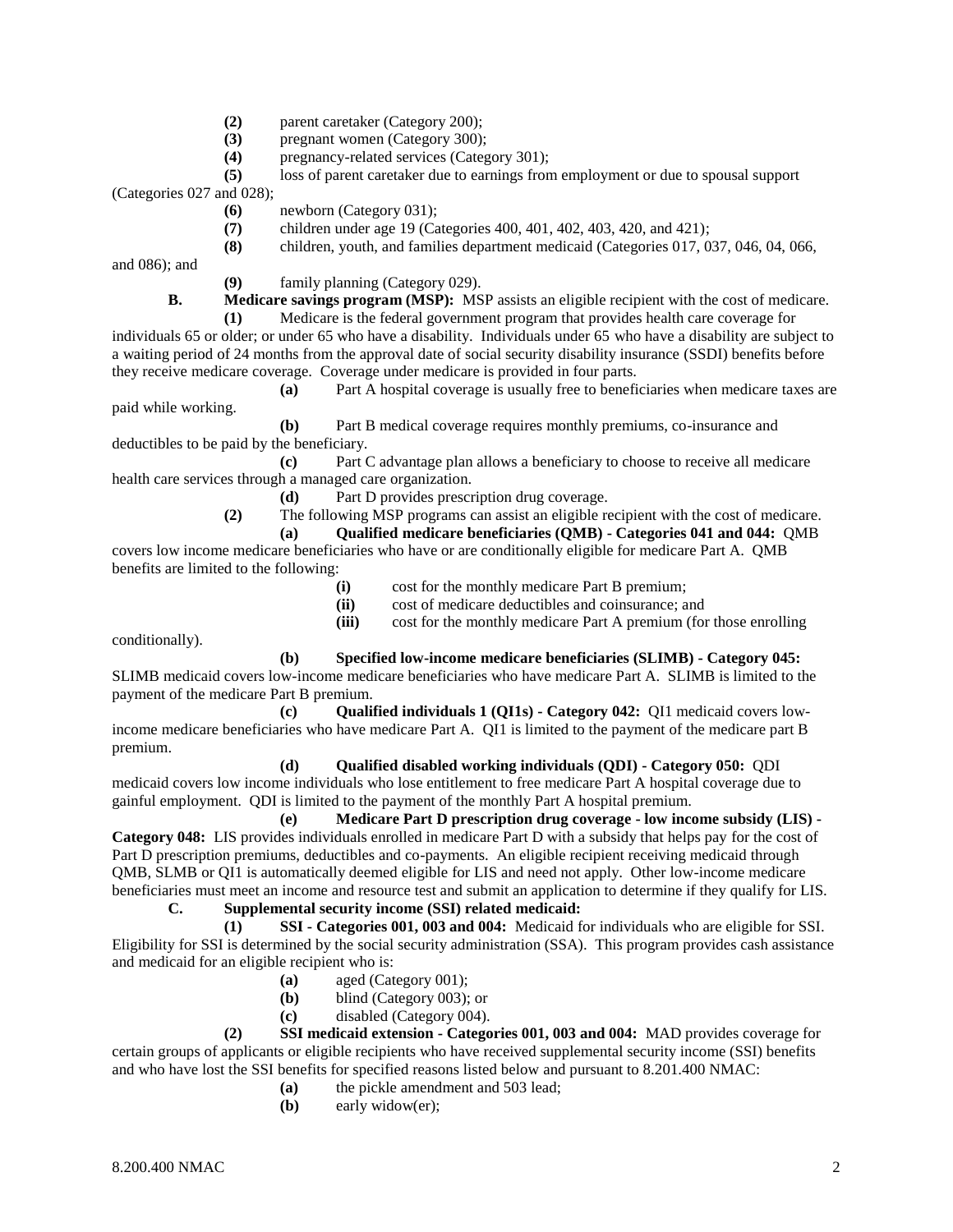**(2)** parent caretaker (Category 200);

**(3)** pregnant women (Category 300);

**(4)** pregnancy-related services (Category 301);

**(5)** loss of parent caretaker due to earnings from employment or due to spousal support (Categories 027 and 028);

**(6)** newborn (Category 031);

**(7)** children under age 19 (Categories 400, 401, 402, 403, 420, and 421);

**(8)** children, youth, and families department medicaid (Categories 017, 037, 046, 04, 066, and 086); and

**(9)** family planning (Category 029).

**B. Medicare savings program (MSP):** MSP assists an eligible recipient with the cost of medicare.

**(1)** Medicare is the federal government program that provides health care coverage for individuals 65 or older; or under 65 who have a disability. Individuals under 65 who have a disability are subject to a waiting period of 24 months from the approval date of social security disability insurance (SSDI) benefits before they receive medicare coverage. Coverage under medicare is provided in four parts.

**(a)** Part A hospital coverage is usually free to beneficiaries when medicare taxes are paid while working.

**(b)** Part B medical coverage requires monthly premiums, co-insurance and deductibles to be paid by the beneficiary.

**(c)** Part C advantage plan allows a beneficiary to choose to receive all medicare health care services through a managed care organization.

**(d)** Part D provides prescription drug coverage.

**(2)** The following MSP programs can assist an eligible recipient with the cost of medicare.

**(a) Qualified medicare beneficiaries (QMB) - Categories 041 and 044:** QMB covers low income medicare beneficiaries who have or are conditionally eligible for medicare Part A. QMB benefits are limited to the following:

**(i)** cost for the monthly medicare Part B premium;

**(ii)** cost of medicare deductibles and coinsurance; and

**(iii)** cost for the monthly medicare Part A premium (for those enrolling conditionally).

**(b) Specified low-income medicare beneficiaries (SLIMB) - Category 045:** SLIMB medicaid covers low-income medicare beneficiaries who have medicare Part A. SLIMB is limited to the payment of the medicare Part B premium.

**(c) Qualified individuals 1 (QI1s) - Category 042:** QI1 medicaid covers low-income medicare beneficiaries who have medicare Part A. QI1 is limited to the payment of the medicare part B premium.

**(d) Qualified disabled working individuals (QDI) - Category 050:** QDI medicaid covers low income individuals who lose entitlement to free medicare Part A hospital coverage due to gainful employment. QDI is limited to the payment of the monthly Part A hospital premium.

**(e) Medicare Part D prescription drug coverage - low income subsidy (LIS) - Category 048:** LIS provides individuals enrolled in medicare Part D with a subsidy that helps pay for the cost of Part D prescription premiums, deductibles and co-payments. An eligible recipient receiving medicaid through QMB, SLMB or QI1 is automatically deemed eligible for LIS and need not apply. Other low-income medicare beneficiaries must meet an income and resource test and submit an application to determine if they qualify for LIS.

**C. Supplemental security income (SSI) related medicaid:**

**(1) SSI - Categories 001, 003 and 004:** Medicaid for individuals who are eligible for SSI. Eligibility for SSI is determined by the social security administration (SSA). This program provides cash assistance and medicaid for an eligible recipient who is:

**(a)** aged (Category 001);

**(b)** blind (Category 003); or

**(c)** disabled (Category 004).

**(2) SSI medicaid extension - Categories 001, 003 and 004:** MAD provides coverage for certain groups of applicants or eligible recipients who have received supplemental security income (SSI) benefits and who have lost the SSI benefits for specified reasons listed below and pursuant to 8.201.400 NMAC:

**(a)** the pickle amendment and 503 lead;

**(b)** early widow(er);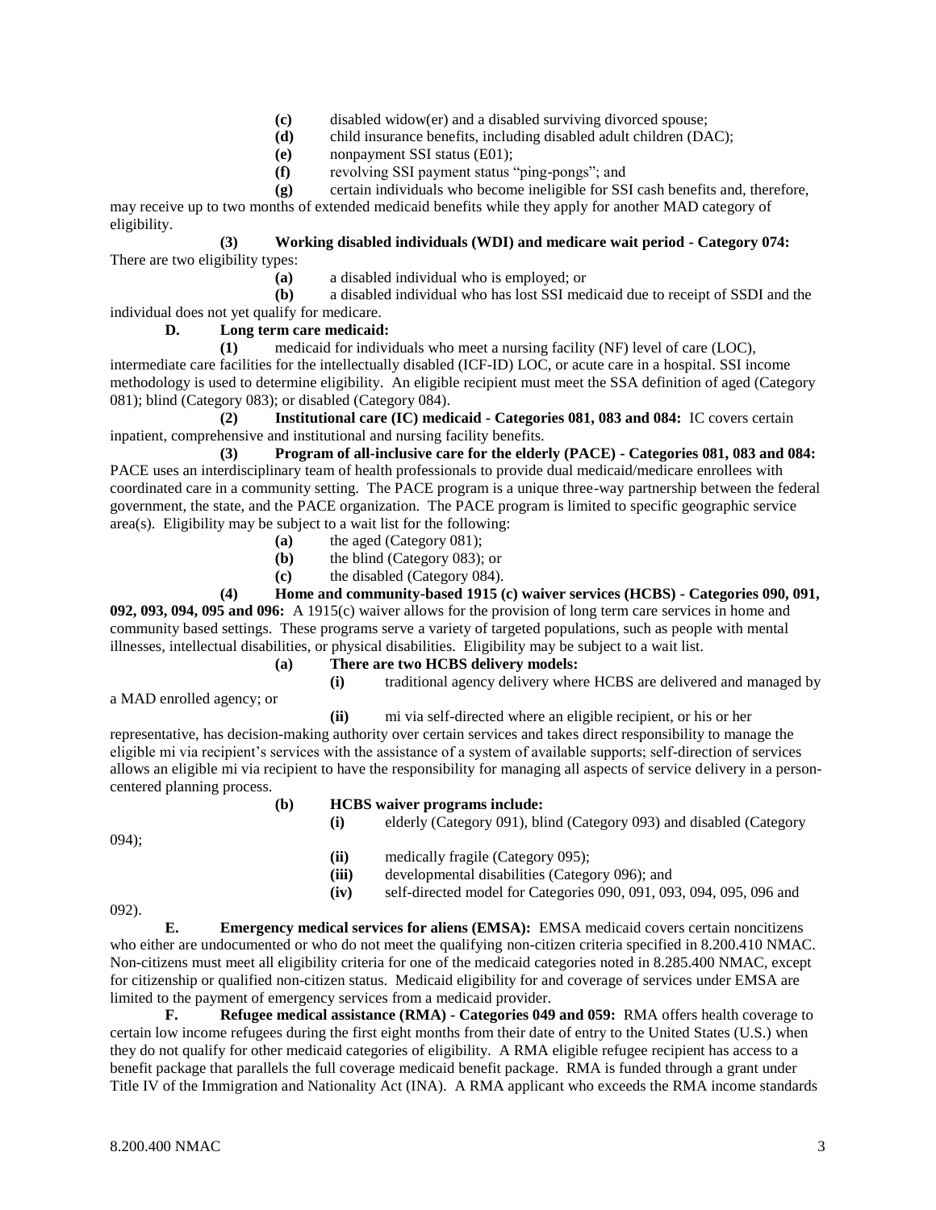**(c)** disabled widow(er) and a disabled surviving divorced spouse;

**(d)** child insurance benefits, including disabled adult children (DAC);

**(e)** nonpayment SSI status (E01);

**(f)** revolving SSI payment status "ping-pongs"; and

**(g)** certain individuals who become ineligible for SSI cash benefits and, therefore, may receive up to two months of extended medicaid benefits while they apply for another MAD category of eligibility.

**(3) Working disabled individuals (WDI) and medicare wait period - Category 074:** There are two eligibility types:

**(a)** a disabled individual who is employed; or

**(b)** a disabled individual who has lost SSI medicaid due to receipt of SSDI and the individual does not yet qualify for medicare.

**D. Long term care medicaid:**

**(1)** medicaid for individuals who meet a nursing facility (NF) level of care (LOC), intermediate care facilities for the intellectually disabled (ICF-ID) LOC, or acute care in a hospital. SSI income methodology is used to determine eligibility. An eligible recipient must meet the SSA definition of aged (Category 081); blind (Category 083); or disabled (Category 084).

**(2) Institutional care (IC) medicaid - Categories 081, 083 and 084:** IC covers certain inpatient, comprehensive and institutional and nursing facility benefits.

**(3) Program of all-inclusive care for the elderly (PACE) - Categories 081, 083 and 084:** PACE uses an interdisciplinary team of health professionals to provide dual medicaid/medicare enrollees with coordinated care in a community setting. The PACE program is a unique three-way partnership between the federal government, the state, and the PACE organization. The PACE program is limited to specific geographic service area(s). Eligibility may be subject to a wait list for the following:

**(a)** the aged (Category 081);

**(b)** the blind (Category 083); or

**(c)** the disabled (Category 084).

**(4) Home and community-based 1915 (c) waiver services (HCBS) - Categories 090, 091, 092, 093, 094, 095 and 096:** A 1915(c) waiver allows for the provision of long term care services in home and community based settings. These programs serve a variety of targeted populations, such as people with mental illnesses, intellectual disabilities, or physical disabilities. Eligibility may be subject to a wait list.

**(a) There are two HCBS delivery models:**

**(i)** traditional agency delivery where HCBS are delivered and managed by a MAD enrolled agency; or

**(ii)** mi via self-directed where an eligible recipient, or his or her representative, has decision-making authority over certain services and takes direct responsibility to manage the eligible mi via recipient's services with the assistance of a system of available supports; self-direction of services allows an eligible mi via recipient to have the responsibility for managing all aspects of service delivery in a person-centered planning process.

**(b) HCBS waiver programs include:**

**(i)** elderly (Category 091), blind (Category 093) and disabled (Category 094);

**(ii)** medically fragile (Category 095);

**(iii)** developmental disabilities (Category 096); and

**(iv)** self-directed model for Categories 090, 091, 093, 094, 095, 096 and 092).

**E. Emergency medical services for aliens (EMSA):** EMSA medicaid covers certain noncitizens who either are undocumented or who do not meet the qualifying non-citizen criteria specified in 8.200.410 NMAC. Non-citizens must meet all eligibility criteria for one of the medicaid categories noted in 8.285.400 NMAC, except for citizenship or qualified non-citizen status. Medicaid eligibility for and coverage of services under EMSA are limited to the payment of emergency services from a medicaid provider.

**F. Refugee medical assistance (RMA) - Categories 049 and 059:** RMA offers health coverage to certain low income refugees during the first eight months from their date of entry to the United States (U.S.) when they do not qualify for other medicaid categories of eligibility. A RMA eligible refugee recipient has access to a benefit package that parallels the full coverage medicaid benefit package. RMA is funded through a grant under Title IV of the Immigration and Nationality Act (INA). A RMA applicant who exceeds the RMA income standards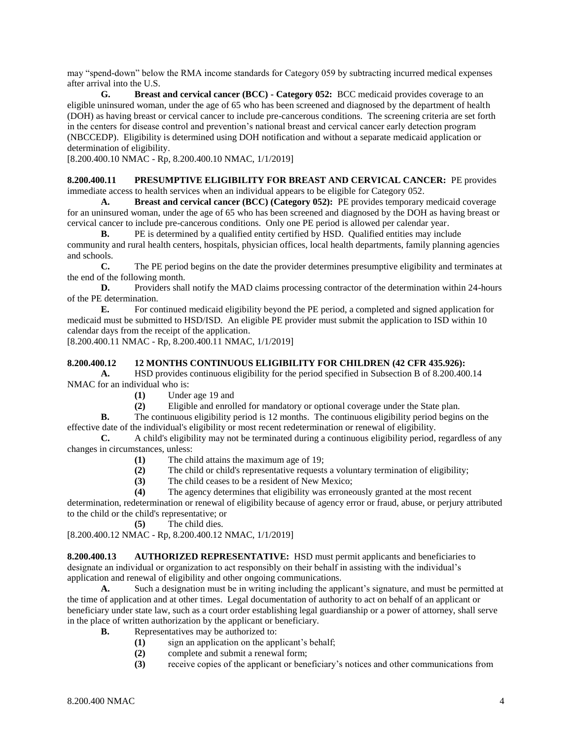may "spend-down" below the RMA income standards for Category 059 by subtracting incurred medical expenses after arrival into the U.S.

**G. Breast and cervical cancer (BCC) - Category 052:** BCC medicaid provides coverage to an eligible uninsured woman, under the age of 65 who has been screened and diagnosed by the department of health (DOH) as having breast or cervical cancer to include pre-cancerous conditions. The screening criteria are set forth in the centers for disease control and prevention's national breast and cervical cancer early detection program (NBCCEDP). Eligibility is determined using DOH notification and without a separate medicaid application or determination of eligibility.

[8.200.400.10 NMAC - Rp, 8.200.400.10 NMAC, 1/1/2019]

**8.200.400.11 PRESUMPTIVE ELIGIBILITY FOR BREAST AND CERVICAL CANCER:** PE provides immediate access to health services when an individual appears to be eligible for Category 052.

**A. Breast and cervical cancer (BCC) (Category 052):** PE provides temporary medicaid coverage for an uninsured woman, under the age of 65 who has been screened and diagnosed by the DOH as having breast or cervical cancer to include pre-cancerous conditions. Only one PE period is allowed per calendar year.

**B.** PE is determined by a qualified entity certified by HSD. Qualified entities may include community and rural health centers, hospitals, physician offices, local health departments, family planning agencies and schools.

**C.** The PE period begins on the date the provider determines presumptive eligibility and terminates at the end of the following month.

**D.** Providers shall notify the MAD claims processing contractor of the determination within 24-hours of the PE determination.

**E.** For continued medicaid eligibility beyond the PE period, a completed and signed application for medicaid must be submitted to HSD/ISD. An eligible PE provider must submit the application to ISD within 10 calendar days from the receipt of the application.

[8.200.400.11 NMAC - Rp, 8.200.400.11 NMAC, 1/1/2019]

**8.200.400.12 12 MONTHS CONTINUOUS ELIGIBILITY FOR CHILDREN (42 CFR 435.926):**

**A.** HSD provides continuous eligibility for the period specified in Subsection B of 8.200.400.14 NMAC for an individual who is:

**(1)** Under age 19 and

**(2)** Eligible and enrolled for mandatory or optional coverage under the State plan.

**B.** The continuous eligibility period is 12 months. The continuous eligibility period begins on the effective date of the individual's eligibility or most recent redetermination or renewal of eligibility.

**C.** A child's eligibility may not be terminated during a continuous eligibility period, regardless of any changes in circumstances, unless:

**(1)** The child attains the maximum age of 19;

**(2)** The child or child's representative requests a voluntary termination of eligibility;

**(3)** The child ceases to be a resident of New Mexico;

**(4)** The agency determines that eligibility was erroneously granted at the most recent determination, redetermination or renewal of eligibility because of agency error or fraud, abuse, or perjury attributed to the child or the child's representative; or

**(5)** The child dies.

[8.200.400.12 NMAC - Rp, 8.200.400.12 NMAC, 1/1/2019]

**8.200.400.13 AUTHORIZED REPRESENTATIVE:** HSD must permit applicants and beneficiaries to designate an individual or organization to act responsibly on their behalf in assisting with the individual's application and renewal of eligibility and other ongoing communications.

**A.** Such a designation must be in writing including the applicant's signature, and must be permitted at the time of application and at other times. Legal documentation of authority to act on behalf of an applicant or beneficiary under state law, such as a court order establishing legal guardianship or a power of attorney, shall serve in the place of written authorization by the applicant or beneficiary.

**B.** Representatives may be authorized to:

**(1)** sign an application on the applicant's behalf;

**(2)** complete and submit a renewal form;

**(3)** receive copies of the applicant or beneficiary's notices and other communications from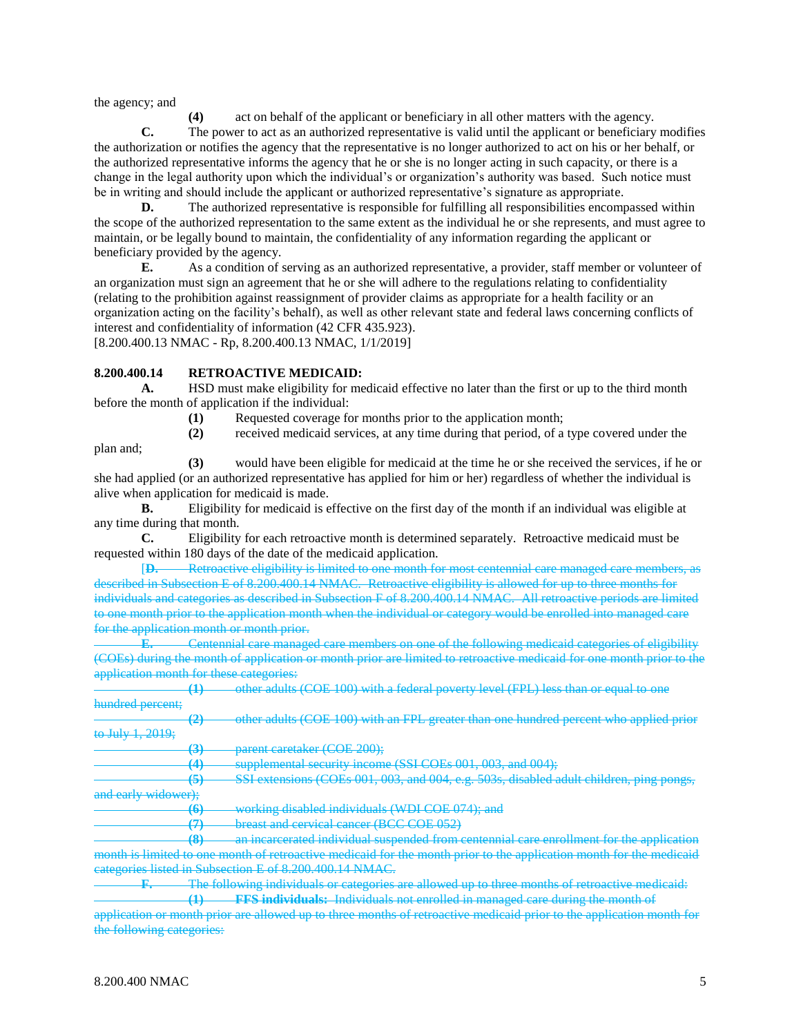the agency; and

**(4)** act on behalf of the applicant or beneficiary in all other matters with the agency.

**C.** The power to act as an authorized representative is valid until the applicant or beneficiary modifies the authorization or notifies the agency that the representative is no longer authorized to act on his or her behalf, or the authorized representative informs the agency that he or she is no longer acting in such capacity, or there is a change in the legal authority upon which the individual's or organization's authority was based. Such notice must be in writing and should include the applicant or authorized representative's signature as appropriate.

**D.** The authorized representative is responsible for fulfilling all responsibilities encompassed within the scope of the authorized representation to the same extent as the individual he or she represents, and must agree to maintain, or be legally bound to maintain, the confidentiality of any information regarding the applicant or beneficiary provided by the agency.

**E.** As a condition of serving as an authorized representative, a provider, staff member or volunteer of an organization must sign an agreement that he or she will adhere to the regulations relating to confidentiality (relating to the prohibition against reassignment of provider claims as appropriate for a health facility or an organization acting on the facility's behalf), as well as other relevant state and federal laws concerning conflicts of interest and confidentiality of information (42 CFR 435.923).

[8.200.400.13 NMAC - Rp, 8.200.400.13 NMAC, 1/1/2019]

**8.200.400.14 RETROACTIVE MEDICAID:**

**A.** HSD must make eligibility for medicaid effective no later than the first or up to the third month before the month of application if the individual:

**(1)** Requested coverage for months prior to the application month;

**(2)** received medicaid services, at any time during that period, of a type covered under the plan and;

**(3)** would have been eligible for medicaid at the time he or she received the services, if he or she had applied (or an authorized representative has applied for him or her) regardless of whether the individual is alive when application for medicaid is made.

**B.** Eligibility for medicaid is effective on the first day of the month if an individual was eligible at any time during that month.

**C.** Eligibility for each retroactive month is determined separately. Retroactive medicaid must be requested within 180 days of the date of the medicaid application.

[~~**D.** Retroactive eligibility is limited to one month for most centennial care managed care members, as described in Subsection E of 8.200.400.14 NMAC. Retroactive eligibility is allowed for up to three months for individuals and categories as described in Subsection F of 8.200.400.14 NMAC. All retroactive periods are limited to one month prior to the application month when the individual or category would be enrolled into managed care for the application month or month prior.~~

~~**E.** Centennial care managed care members on one of the following medicaid categories of eligibility (COEs) during the month of application or month prior are limited to retroactive medicaid for one month prior to the application month for these categories:~~

~~**(1)** other adults (COE 100) with a federal poverty level (FPL) less than or equal to one hundred percent;~~

~~**(2)** other adults (COE 100) with an FPL greater than one hundred percent who applied prior to July 1, 2019;~~

~~**(3)** parent caretaker (COE 200);~~

~~**(4)** supplemental security income (SSI COEs 001, 003, and 004);~~

~~**(5)** SSI extensions (COEs 001, 003, and 004, e.g. 503s, disabled adult children, ping pongs, and early widower);~~

~~**(6)** working disabled individuals (WDI COE 074); and~~

~~**(7)** breast and cervical cancer (BCC COE 052)~~

~~**(8)** an incarcerated individual suspended from centennial care enrollment for the application month is limited to one month of retroactive medicaid for the month prior to the application month for the medicaid categories listed in Subsection E of 8.200.400.14 NMAC.~~

~~**F.** The following individuals or categories are allowed up to three months of retroactive medicaid:~~

~~**(1)** **FFS individuals:** Individuals not enrolled in managed care during the month of application or month prior are allowed up to three months of retroactive medicaid prior to the application month for the following categories:~~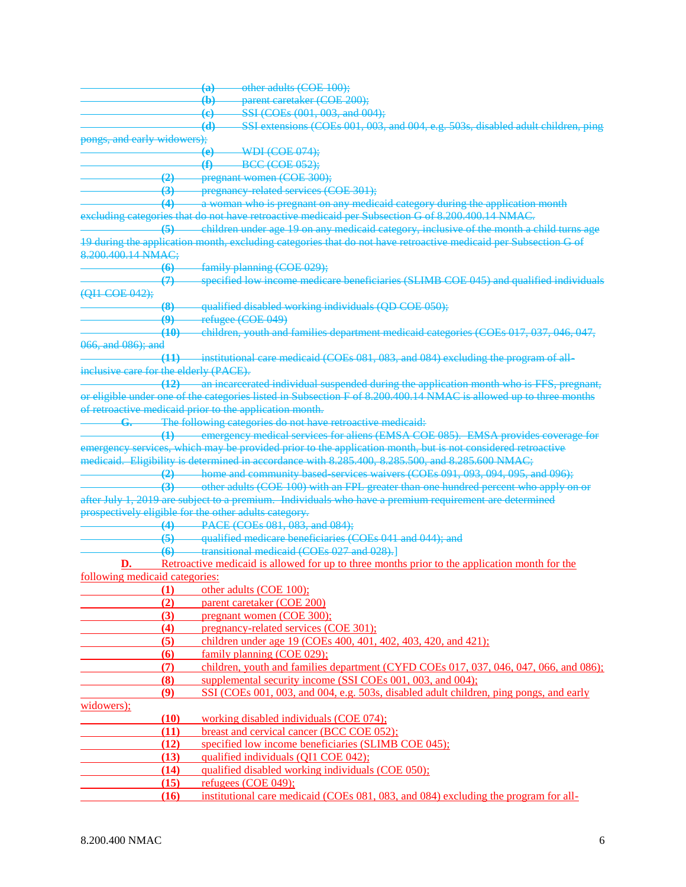~~(a) other adults (COE 100);~~
~~(b) parent caretaker (COE 200);~~
~~(c) SSI (COEs (001, 003, and 004);~~
~~(d) SSI extensions (COEs 001, 003, and 004, e.g. 503s, disabled adult children, ping pongs, and early widowers);~~
~~(e) WDI (COE 074);~~
~~(f) BCC (COE 052);~~
~~**(2)** pregnant women (COE 300);~~
~~**(3)** pregnancy-related services (COE 301);~~
~~**(4)** a woman who is pregnant on any medicaid category during the application month excluding categories that do not have retroactive medicaid per Subsection G of 8.200.400.14 NMAC.~~
~~**(5)** children under age 19 on any medicaid category, inclusive of the month a child turns age 19 during the application month, excluding categories that do not have retroactive medicaid per Subsection G of 8.200.400.14 NMAC;~~
~~**(6)** family planning (COE 029);~~
~~**(7)** specified low income medicare beneficiaries (SLIMB COE 045) and qualified individuals (QI1 COE 042);~~
~~**(8)** qualified disabled working individuals (QD COE 050);~~
~~**(9)** refugee (COE 049)~~
~~**(10)** children, youth and families department medicaid categories (COEs 017, 037, 046, 047, 066, and 086); and~~
~~**(11)** institutional care medicaid (COEs 081, 083, and 084) excluding the program of all-inclusive care for the elderly (PACE).~~
~~**(12)** an incarcerated individual suspended during the application month who is FFS, pregnant, or eligible under one of the categories listed in Subsection F of 8.200.400.14 NMAC is allowed up to three months of retroactive medicaid prior to the application month.~~
~~**G.** The following categories do not have retroactive medicaid:~~
~~**(1)** emergency medical services for aliens (EMSA COE 085). EMSA provides coverage for emergency services, which may be provided prior to the application month, but is not considered retroactive medicaid. Eligibility is determined in accordance with 8.285.400, 8.285.500, and 8.285.600 NMAC;~~
~~**(2)** home and community based-services waivers (COEs 091, 093, 094, 095, and 096);~~
~~**(3)** other adults (COE 100) with an FPL greater than one hundred percent who apply on or after July 1, 2019 are subject to a premium. Individuals who have a premium requirement are determined prospectively eligible for the other adults category.~~
~~**(4)** PACE (COEs 081, 083, and 084);~~
~~**(5)** qualified medicare beneficiaries (COEs 041 and 044); and~~
~~**(6)** transitional medicaid (COEs 027 and 028).~~]

<u>**D.** Retroactive medicaid is allowed for up to three months prior to the application month for the following medicaid categories:</u>
<u>**(1)** other adults (COE 100);</u>
<u>**(2)** parent caretaker (COE 200)</u>
<u>**(3)** pregnant women (COE 300);</u>
<u>**(4)** pregnancy-related services (COE 301);</u>
<u>**(5)** children under age 19 (COEs 400, 401, 402, 403, 420, and 421);</u>
<u>**(6)** family planning (COE 029);</u>
<u>**(7)** children, youth and families department (CYFD COEs 017, 037, 046, 047, 066, and 086);</u>
<u>**(8)** supplemental security income (SSI COEs 001, 003, and 004);</u>
<u>**(9)** SSI (COEs 001, 003, and 004, e.g. 503s, disabled adult children, ping pongs, and early widowers);</u>
<u>**(10)** working disabled individuals (COE 074);</u>
<u>**(11)** breast and cervical cancer (BCC COE 052);</u>
<u>**(12)** specified low income beneficiaries (SLIMB COE 045);</u>
<u>**(13)** qualified individuals (QI1 COE 042);</u>
<u>**(14)** qualified disabled working individuals (COE 050);</u>
<u>**(15)** refugees (COE 049);</u>
<u>**(16)** institutional care medicaid (COEs 081, 083, and 084) excluding the program for all-</u>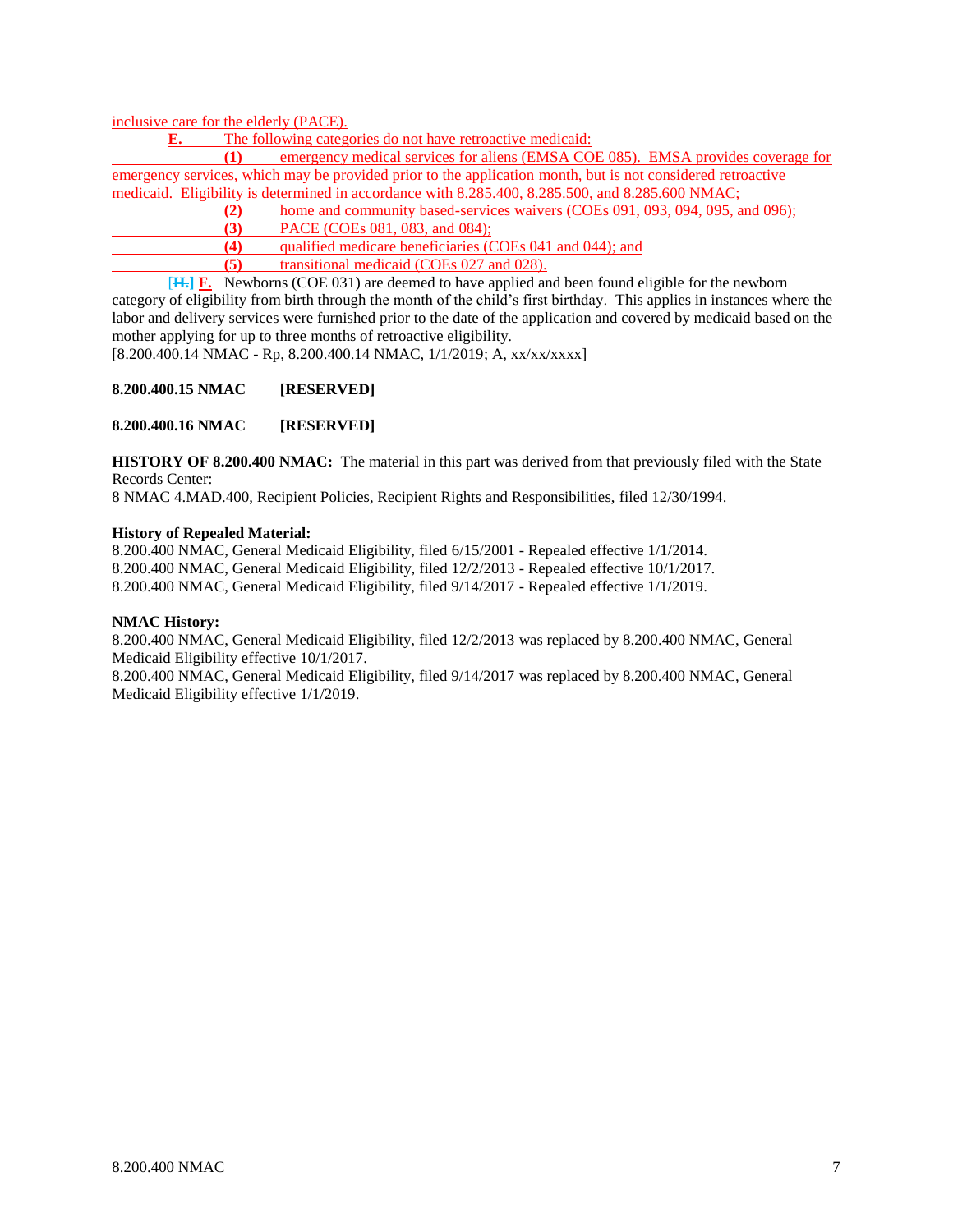inclusive care for the elderly (PACE).

**E.** The following categories do not have retroactive medicaid:

**(1)** emergency medical services for aliens (EMSA COE 085). EMSA provides coverage for emergency services, which may be provided prior to the application month, but is not considered retroactive medicaid. Eligibility is determined in accordance with 8.285.400, 8.285.500, and 8.285.600 NMAC;

**(2)** home and community based-services waivers (COEs 091, 093, 094, 095, and 096);

**(3)** PACE (COEs 081, 083, and 084);

**(4)** qualified medicare beneficiaries (COEs 041 and 044); and

**(5)** transitional medicaid (COEs 027 and 028).

[~~H.~~] **F.** Newborns (COE 031) are deemed to have applied and been found eligible for the newborn category of eligibility from birth through the month of the child's first birthday. This applies in instances where the labor and delivery services were furnished prior to the date of the application and covered by medicaid based on the mother applying for up to three months of retroactive eligibility.

[8.200.400.14 NMAC - Rp, 8.200.400.14 NMAC, 1/1/2019; A, xx/xx/xxxx]

**8.200.400.15 NMAC [RESERVED]**

**8.200.400.16 NMAC [RESERVED]**

**HISTORY OF 8.200.400 NMAC:** The material in this part was derived from that previously filed with the State Records Center:
8 NMAC 4.MAD.400, Recipient Policies, Recipient Rights and Responsibilities, filed 12/30/1994.

**History of Repealed Material:**
8.200.400 NMAC, General Medicaid Eligibility, filed 6/15/2001 - Repealed effective 1/1/2014.
8.200.400 NMAC, General Medicaid Eligibility, filed 12/2/2013 - Repealed effective 10/1/2017.
8.200.400 NMAC, General Medicaid Eligibility, filed 9/14/2017 - Repealed effective 1/1/2019.

**NMAC History:**
8.200.400 NMAC, General Medicaid Eligibility, filed 12/2/2013 was replaced by 8.200.400 NMAC, General Medicaid Eligibility effective 10/1/2017.
8.200.400 NMAC, General Medicaid Eligibility, filed 9/14/2017 was replaced by 8.200.400 NMAC, General Medicaid Eligibility effective 1/1/2019.